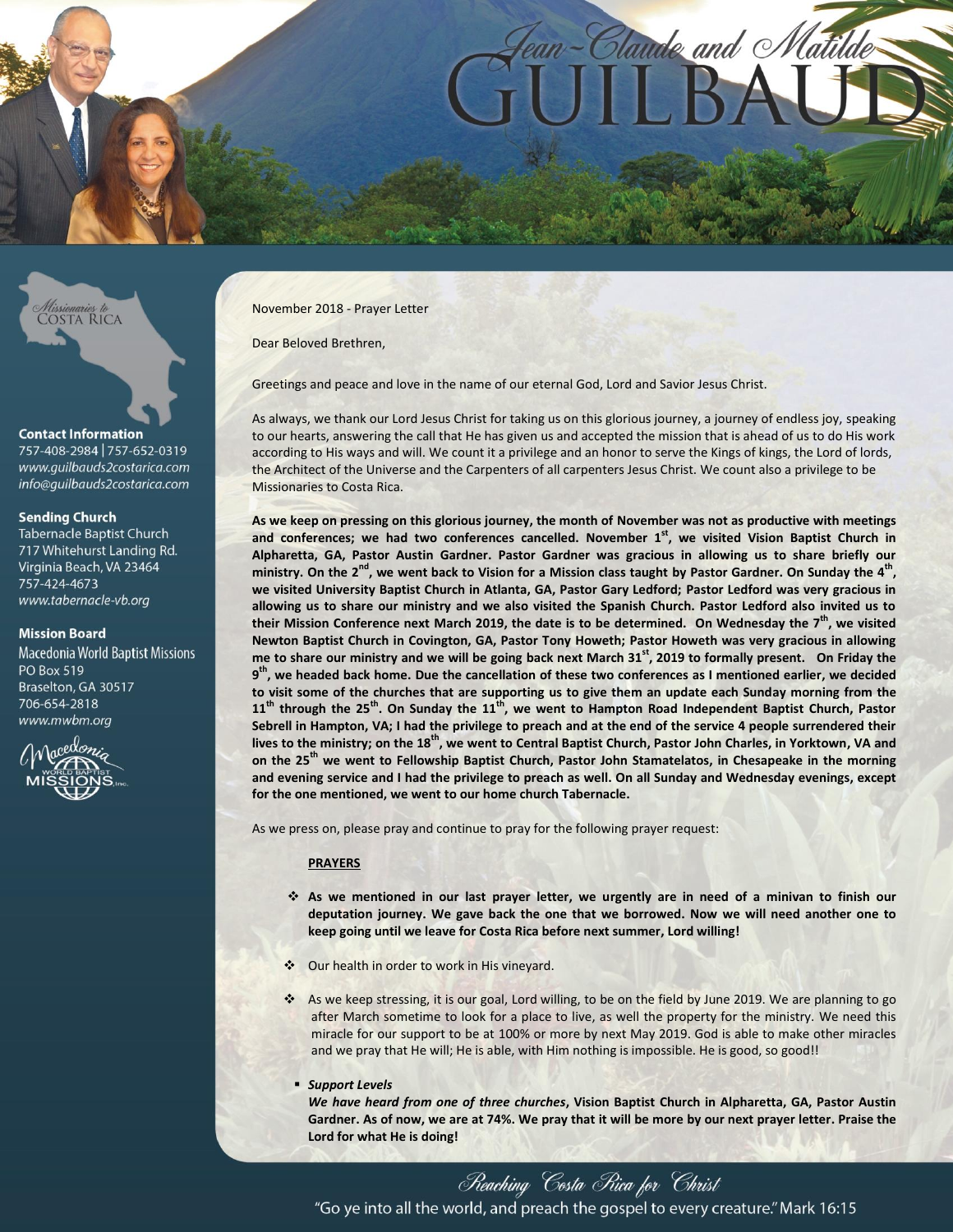# Jean-Claude and Matilde GUILBAUD

*Missionaries to* COSTA RICA

**Contact Information**
757-408-2984 | 757-652-0319
*www.guilbauds2costarica.com*
*info@guilbauds2costarica.com*

**Sending Church**
Tabernacle Baptist Church
717 Whitehurst Landing Rd.
Virginia Beach, VA 23464
757-424-4673
*www.tabernacle-vb.org*

**Mission Board**
Macedonia World Baptist Missions
PO Box 519
Braselton, GA 30517
706-654-2818
*www.mwbm.org*

November 2018 - Prayer Letter

Dear Beloved Brethren,

Greetings and peace and love in the name of our eternal God, Lord and Savior Jesus Christ.

As always, we thank our Lord Jesus Christ for taking us on this glorious journey, a journey of endless joy, speaking to our hearts, answering the call that He has given us and accepted the mission that is ahead of us to do His work according to His ways and will. We count it a privilege and an honor to serve the Kings of kings, the Lord of lords, the Architect of the Universe and the Carpenters of all carpenters Jesus Christ. We count also a privilege to be Missionaries to Costa Rica.

**As we keep on pressing on this glorious journey, the month of November was not as productive with meetings and conferences; we had two conferences cancelled. November 1st, we visited Vision Baptist Church in Alpharetta, GA, Pastor Austin Gardner. Pastor Gardner was gracious in allowing us to share briefly our ministry. On the 2nd, we went back to Vision for a Mission class taught by Pastor Gardner. On Sunday the 4th, we visited University Baptist Church in Atlanta, GA, Pastor Gary Ledford; Pastor Ledford was very gracious in allowing us to share our ministry and we also visited the Spanish Church. Pastor Ledford also invited us to their Mission Conference next March 2019, the date is to be determined. On Wednesday the 7th, we visited Newton Baptist Church in Covington, GA, Pastor Tony Howeth; Pastor Howeth was very gracious in allowing me to share our ministry and we will be going back next March 31st, 2019 to formally present. On Friday the 9th, we headed back home. Due the cancellation of these two conferences as I mentioned earlier, we decided to visit some of the churches that are supporting us to give them an update each Sunday morning from the 11th through the 25th. On Sunday the 11th, we went to Hampton Road Independent Baptist Church, Pastor Sebrell in Hampton, VA; I had the privilege to preach and at the end of the service 4 people surrendered their lives to the ministry; on the 18th, we went to Central Baptist Church, Pastor John Charles, in Yorktown, VA and on the 25th we went to Fellowship Baptist Church, Pastor John Stamatelatos, in Chesapeake in the morning and evening service and I had the privilege to preach as well. On all Sunday and Wednesday evenings, except for the one mentioned, we went to our home church Tabernacle.**

As we press on, please pray and continue to pray for the following prayer request:

**PRAYERS**

- **As we mentioned in our last prayer letter, we urgently are in need of a minivan to finish our deputation journey. We gave back the one that we borrowed. Now we will need another one to keep going until we leave for Costa Rica before next summer, Lord willing!**
- Our health in order to work in His vineyard.
- As we keep stressing, it is our goal, Lord willing, to be on the field by June 2019. We are planning to go after March sometime to look for a place to live, as well the property for the ministry. We need this miracle for our support to be at 100% or more by next May 2019. God is able to make other miracles and we pray that He will; He is able, with Him nothing is impossible. He is good, so good!!
  - ***Support Levels***
    ***We have heard from one of three churches*, Vision Baptist Church in Alpharetta, GA, Pastor Austin Gardner. As of now, we are at 74%. We pray that it will be more by our next prayer letter. Praise the Lord for what He is doing!**

*Reaching Costa Rica for Christ*

"Go ye into all the world, and preach the gospel to every creature." Mark 16:15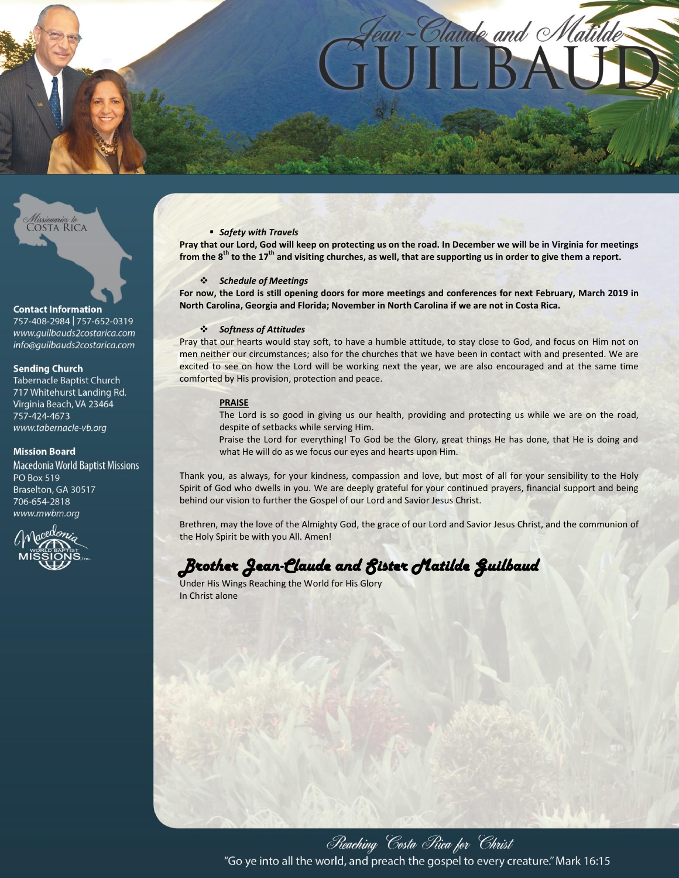# Jean-Claude and Matilde GUILBAUD

Missionaries to COSTA RICA

**Contact Information**
757-408-2984 | 757-652-0319
*www.guilbauds2costarica.com*
*info@guilbauds2costarica.com*

**Sending Church**
Tabernacle Baptist Church
717 Whitehurst Landing Rd.
Virginia Beach, VA 23464
757-424-4673
*www.tabernacle-vb.org*

**Mission Board**
Macedonia World Baptist Missions
PO Box 519
Braselton, GA 30517
706-654-2818
*www.mwbm.org*

- ***Safety with Travels***

**Pray that our Lord, God will keep on protecting us on the road. In December we will be in Virginia for meetings from the 8th to the 17th and visiting churches, as well, that are supporting us in order to give them a report.**

- ***Schedule of Meetings***

**For now, the Lord is still opening doors for more meetings and conferences for next February, March 2019 in North Carolina, Georgia and Florida; November in North Carolina if we are not in Costa Rica.**

- ***Softness of Attitudes***

Pray that our hearts would stay soft, to have a humble attitude, to stay close to God, and focus on Him not on men neither our circumstances; also for the churches that we have been in contact with and presented. We are excited to see on how the Lord will be working next the year, we are also encouraged and at the same time comforted by His provision, protection and peace.

**PRAISE**

The Lord is so good in giving us our health, providing and protecting us while we are on the road, despite of setbacks while serving Him.

Praise the Lord for everything! To God be the Glory, great things He has done, that He is doing and what He will do as we focus our eyes and hearts upon Him.

Thank you, as always, for your kindness, compassion and love, but most of all for your sensibility to the Holy Spirit of God who dwells in you. We are deeply grateful for your continued prayers, financial support and being behind our vision to further the Gospel of our Lord and Savior Jesus Christ.

Brethren, may the love of the Almighty God, the grace of our Lord and Savior Jesus Christ, and the communion of the Holy Spirit be with you All. Amen!

***Brother Jean-Claude and Sister Matilde Guilbaud***

Under His Wings Reaching the World for His Glory
In Christ alone

*Reaching Costa Rica for Christ*
"Go ye into all the world, and preach the gospel to every creature." Mark 16:15